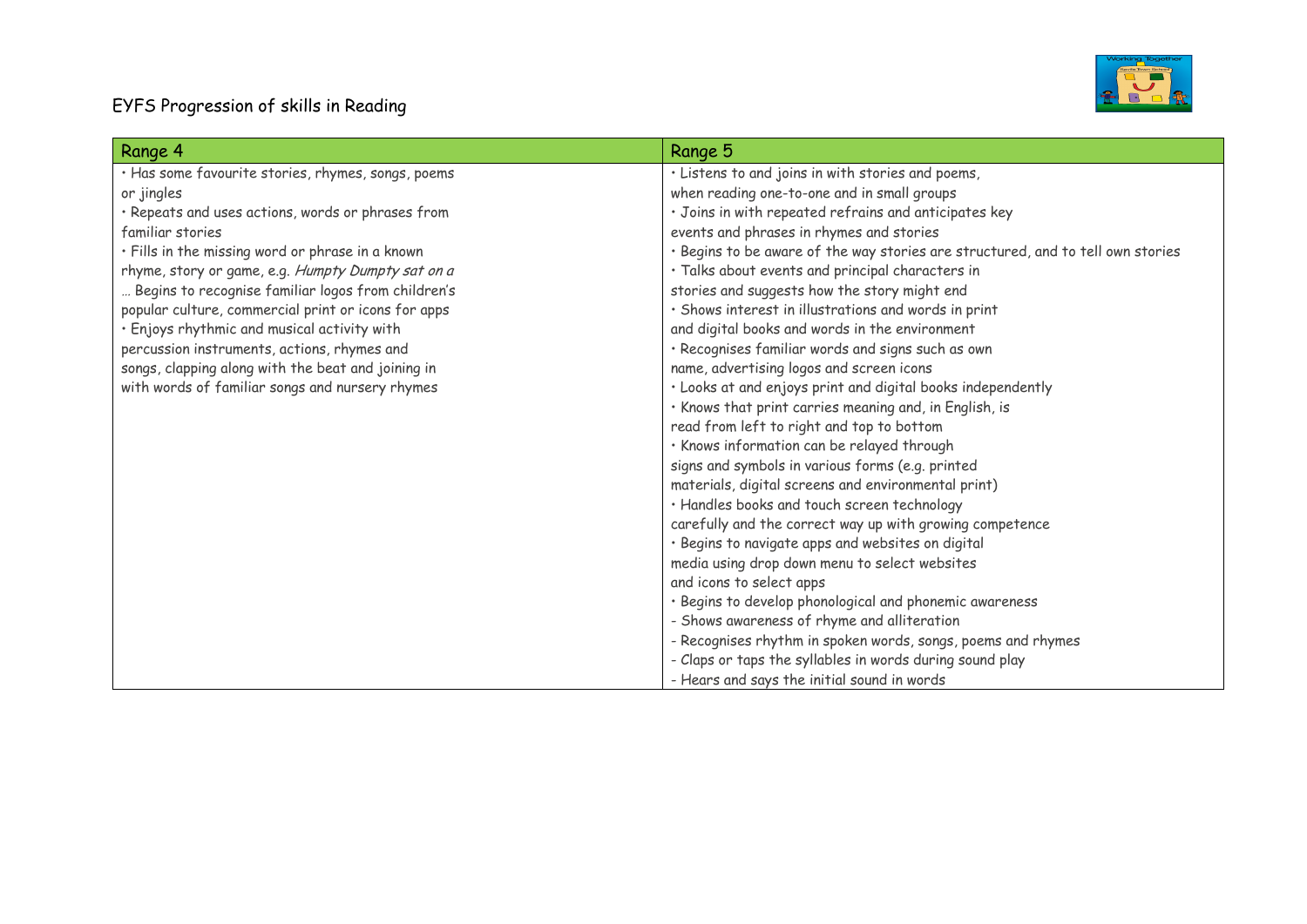# EYFS Progression of skills in Reading

| Range 4 | Range 5 |
|---|---|
| • Has some favourite stories, rhymes, songs, poems or jingles<br>• Repeats and uses actions, words or phrases from familiar stories<br>• Fills in the missing word or phrase in a known rhyme, story or game, e.g. *Humpty Dumpty sat on a* … Begins to recognise familiar logos from children's popular culture, commercial print or icons for apps<br>• Enjoys rhythmic and musical activity with percussion instruments, actions, rhymes and songs, clapping along with the beat and joining in with words of familiar songs and nursery rhymes | • Listens to and joins in with stories and poems, when reading one-to-one and in small groups<br>• Joins in with repeated refrains and anticipates key events and phrases in rhymes and stories<br>• Begins to be aware of the way stories are structured, and to tell own stories<br>• Talks about events and principal characters in stories and suggests how the story might end<br>• Shows interest in illustrations and words in print and digital books and words in the environment<br>• Recognises familiar words and signs such as own name, advertising logos and screen icons<br>• Looks at and enjoys print and digital books independently<br>• Knows that print carries meaning and, in English, is read from left to right and top to bottom<br>• Knows information can be relayed through signs and symbols in various forms (e.g. printed materials, digital screens and environmental print)<br>• Handles books and touch screen technology carefully and the correct way up with growing competence<br>• Begins to navigate apps and websites on digital media using drop down menu to select websites and icons to select apps<br>• Begins to develop phonological and phonemic awareness<br>- Shows awareness of rhyme and alliteration<br>- Recognises rhythm in spoken words, songs, poems and rhymes<br>- Claps or taps the syllables in words during sound play<br>- Hears and says the initial sound in words |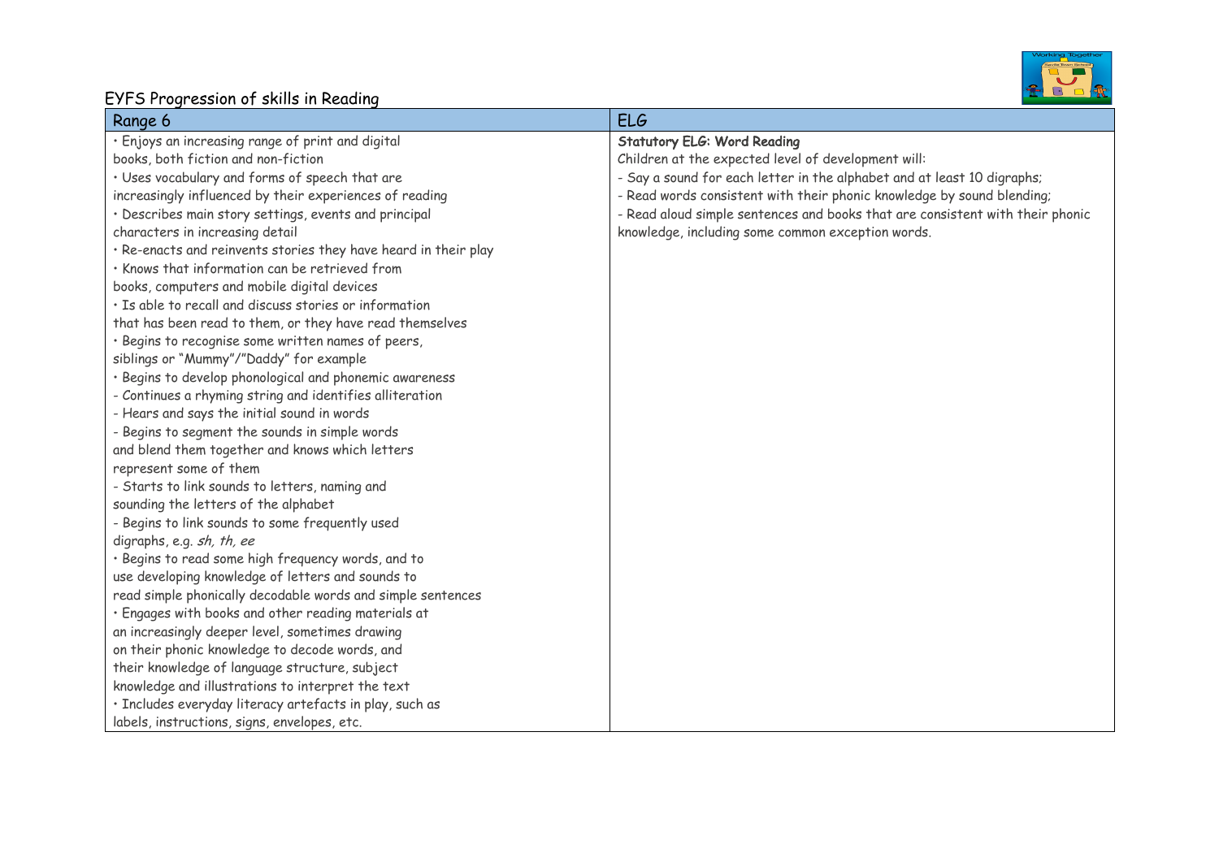# EYFS Progression of skills in Reading

| Range 6 | ELG |
| --- | --- |
| • Enjoys an increasing range of print and digital books, both fiction and non-fiction<br>• Uses vocabulary and forms of speech that are increasingly influenced by their experiences of reading<br>• Describes main story settings, events and principal characters in increasing detail<br>• Re-enacts and reinvents stories they have heard in their play<br>• Knows that information can be retrieved from books, computers and mobile digital devices<br>• Is able to recall and discuss stories or information that has been read to them, or they have read themselves<br>• Begins to recognise some written names of peers, siblings or "Mummy"/"Daddy" for example<br>• Begins to develop phonological and phonemic awareness<br>- Continues a rhyming string and identifies alliteration<br>- Hears and says the initial sound in words<br>- Begins to segment the sounds in simple words and blend them together and knows which letters represent some of them<br>- Starts to link sounds to letters, naming and sounding the letters of the alphabet<br>- Begins to link sounds to some frequently used digraphs, e.g. *sh, th, ee*<br>• Begins to read some high frequency words, and to use developing knowledge of letters and sounds to read simple phonically decodable words and simple sentences<br>• Engages with books and other reading materials at an increasingly deeper level, sometimes drawing on their phonic knowledge to decode words, and their knowledge of language structure, subject knowledge and illustrations to interpret the text<br>• Includes everyday literacy artefacts in play, such as labels, instructions, signs, envelopes, etc. | **Statutory ELG: Word Reading**<br>Children at the expected level of development will:<br>- Say a sound for each letter in the alphabet and at least 10 digraphs;<br>- Read words consistent with their phonic knowledge by sound blending;<br>- Read aloud simple sentences and books that are consistent with their phonic knowledge, including some common exception words. |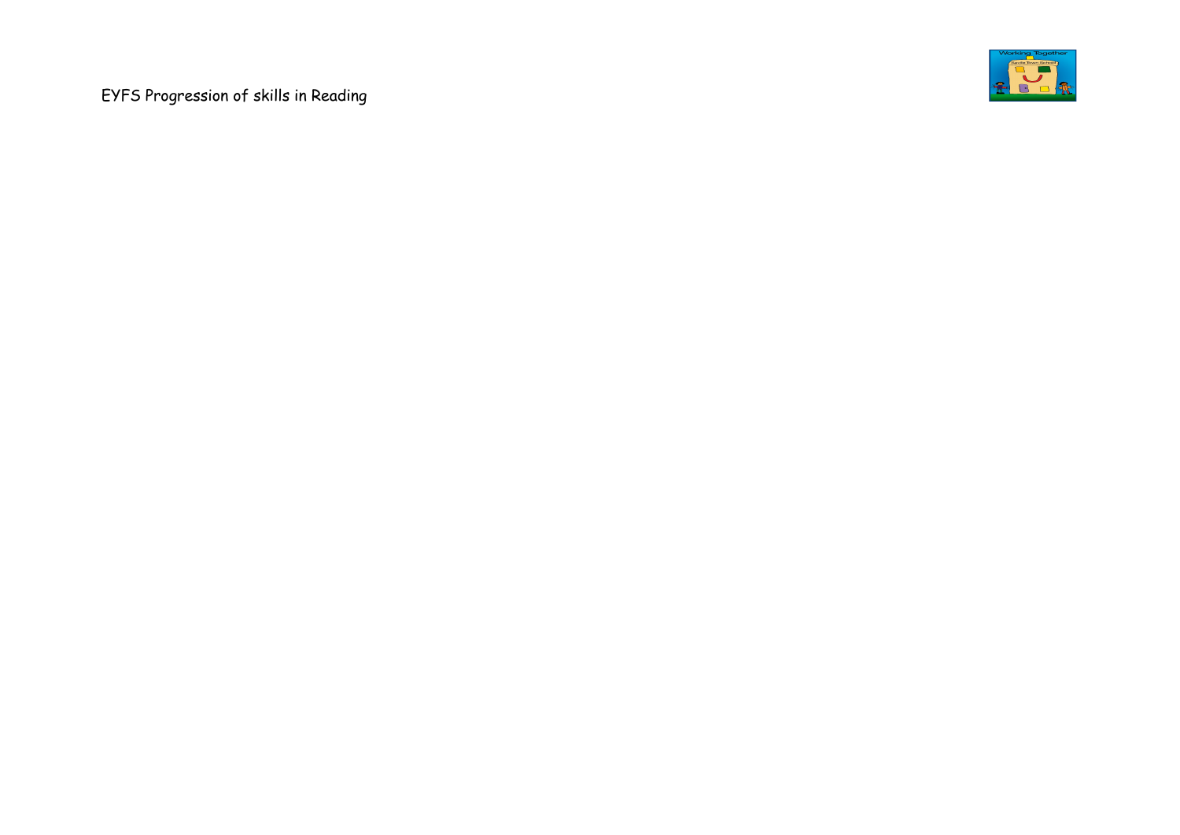EYFS Progression of skills in Reading